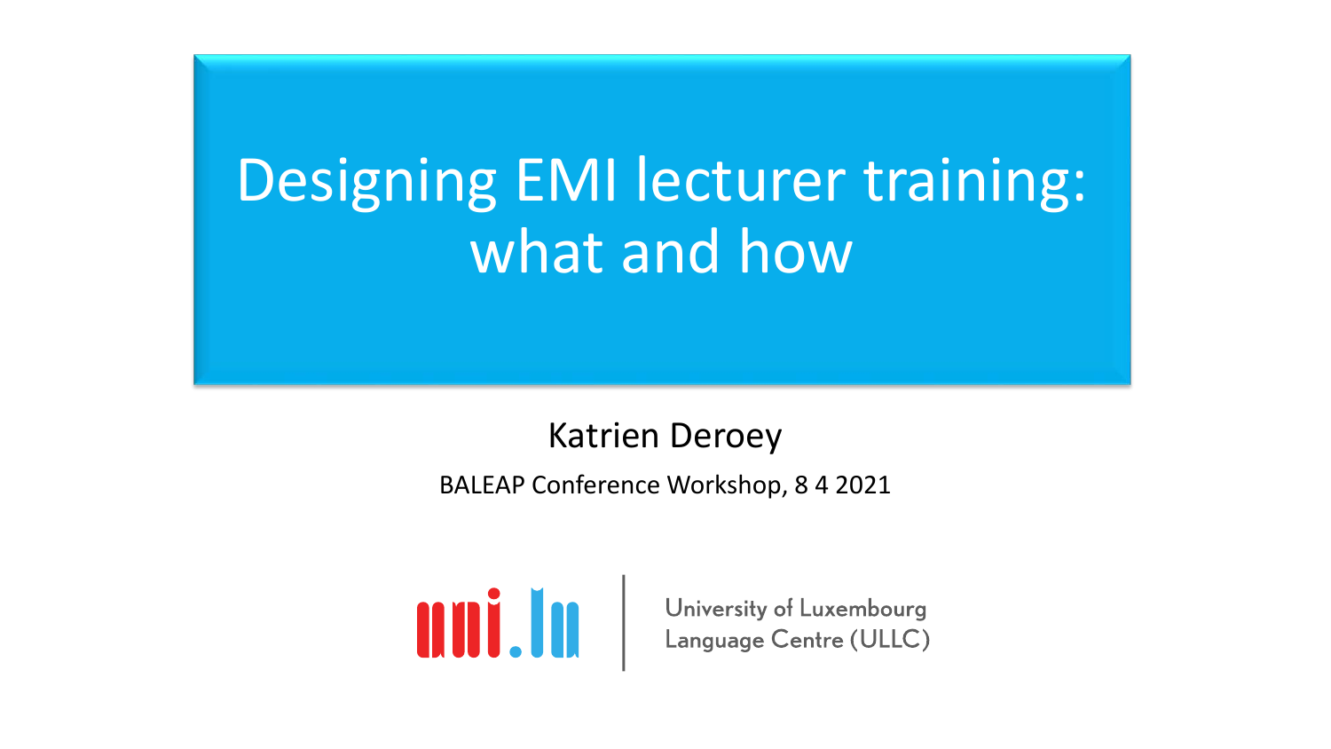# Designing EMI lecturer training: what and how

Katrien Deroey

BALEAP Conference Workshop, 8 4 2021

uni.lu | University of Luxembourg Language Centre (ULLC)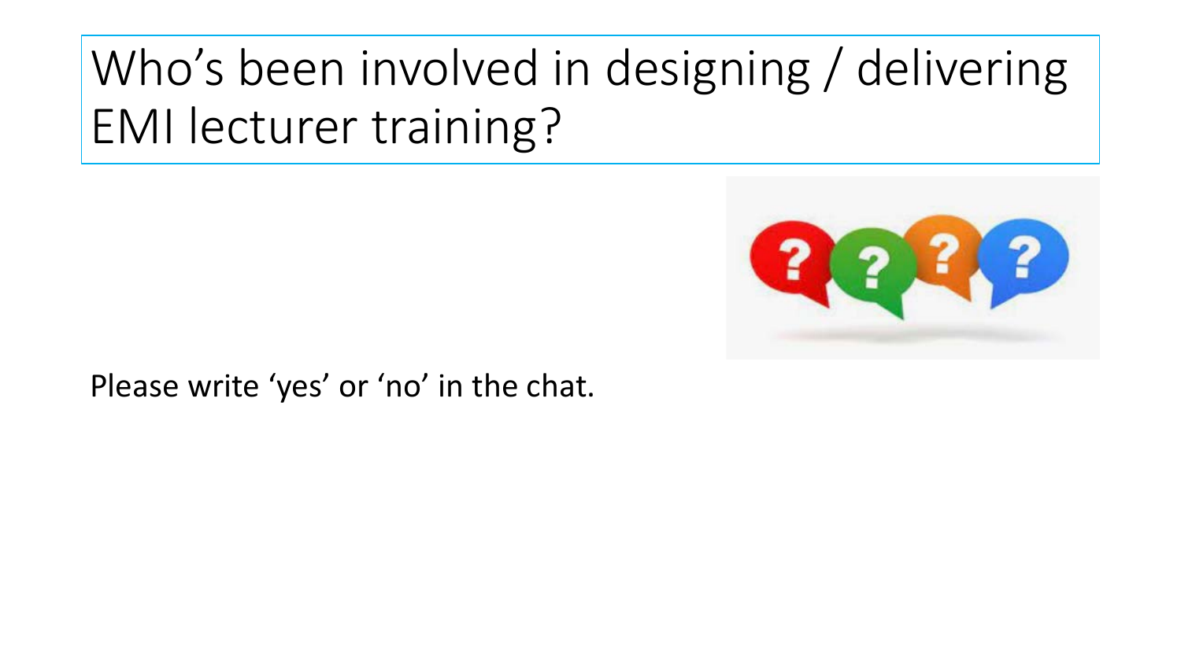# Who’s been involved in designing / delivering EMI lecturer training?

Please write ‘yes’ or ‘no’ in the chat.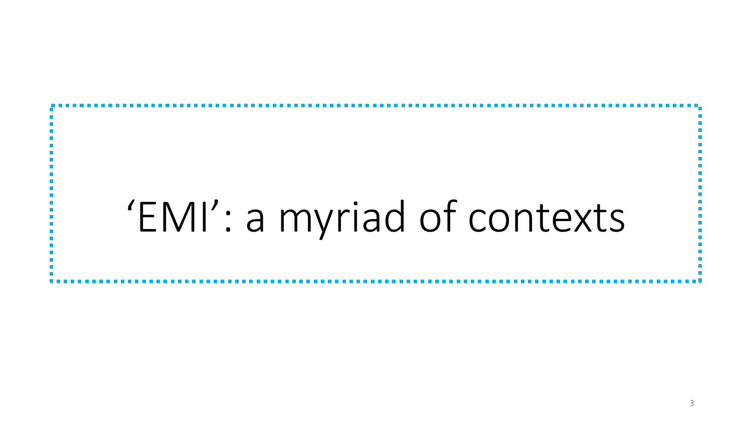# ‘EMI’: a myriad of contexts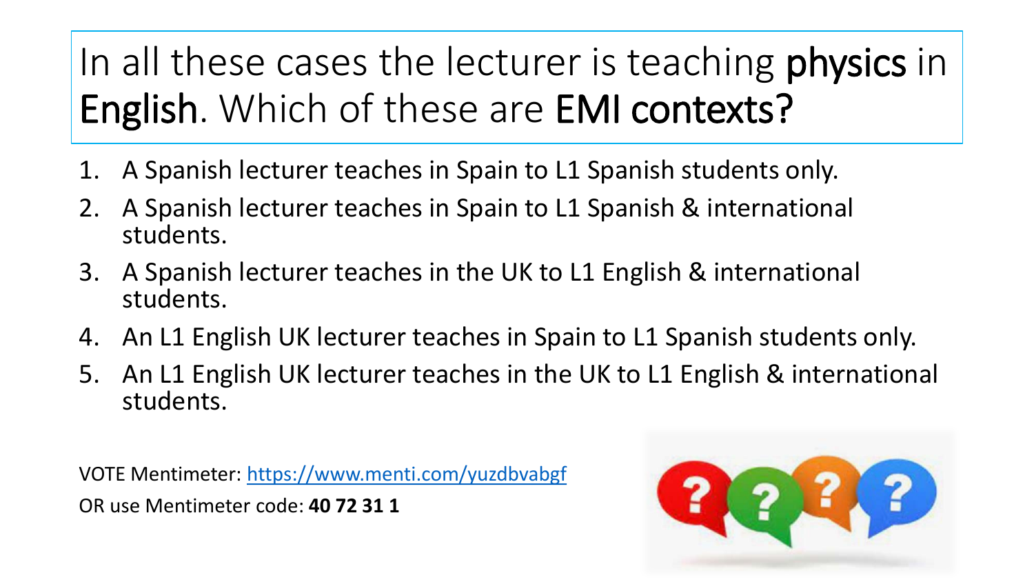# In all these cases the lecturer is teaching **physics** in **English**. Which of these are **EMI contexts?**

1. A Spanish lecturer teaches in Spain to L1 Spanish students only.
2. A Spanish lecturer teaches in Spain to L1 Spanish & international students.
3. A Spanish lecturer teaches in the UK to L1 English & international students.
4. An L1 English UK lecturer teaches in Spain to L1 Spanish students only.
5. An L1 English UK lecturer teaches in the UK to L1 English & international students.

VOTE Mentimeter: [https://www.menti.com/yuzdbvabgf](https://www.menti.com/yuzdbvabgf)

OR use Mentimeter code: **40 72 31 1**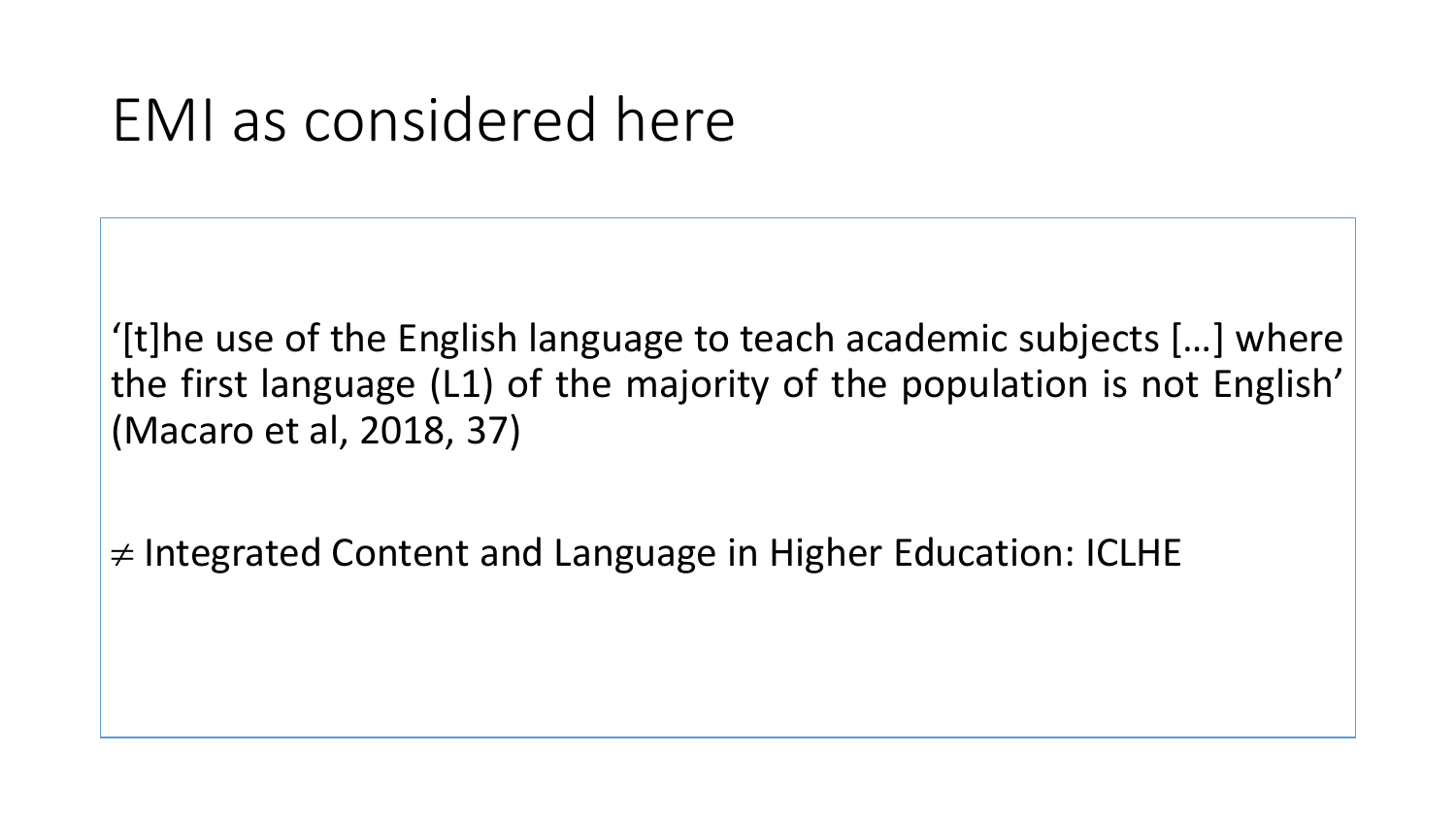# EMI as considered here

‘[t]he use of the English language to teach academic subjects […] where the first language (L1) of the majority of the population is not English’ (Macaro et al, 2018, 37)

≠ Integrated Content and Language in Higher Education: ICLHE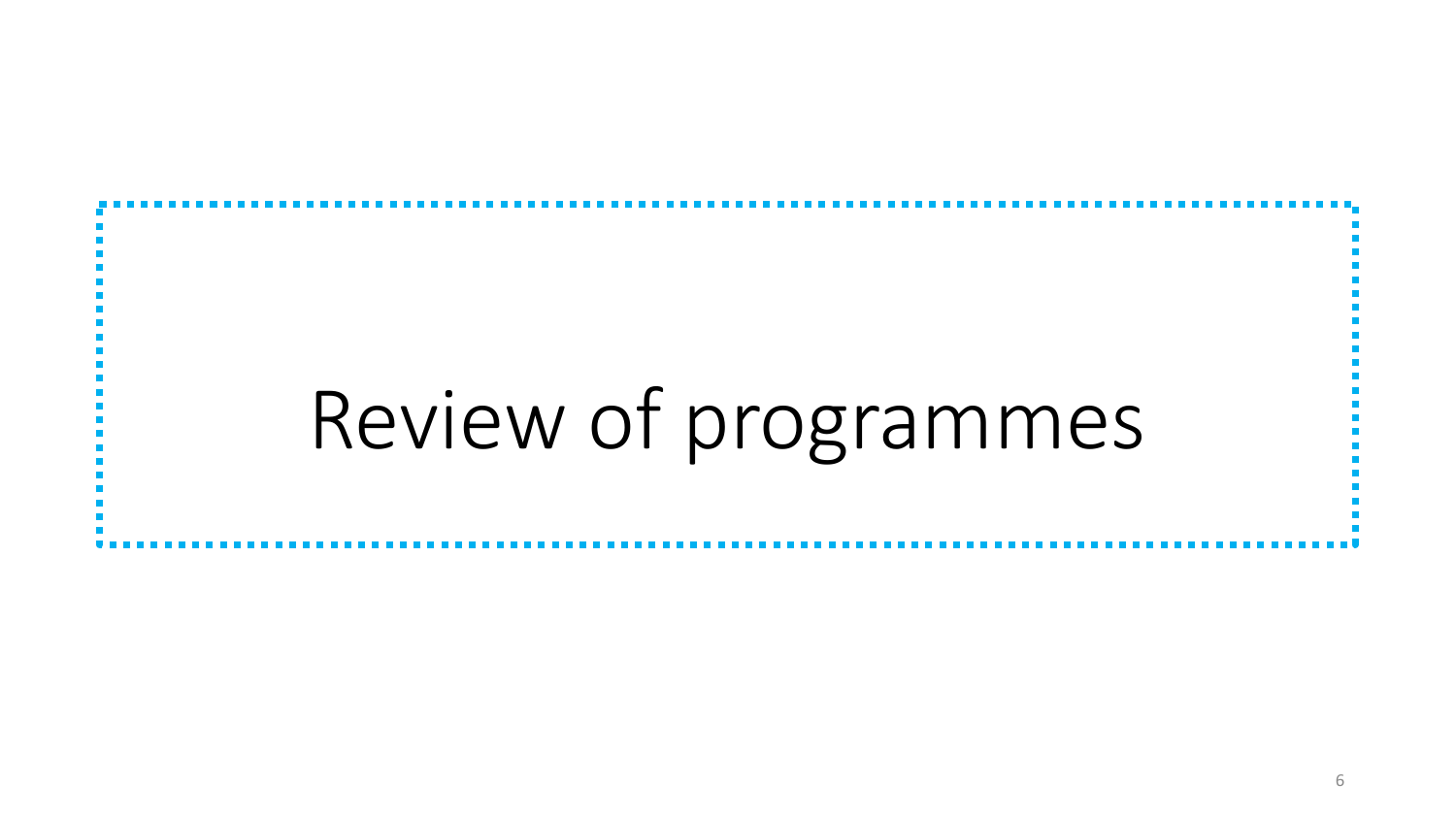# Review of programmes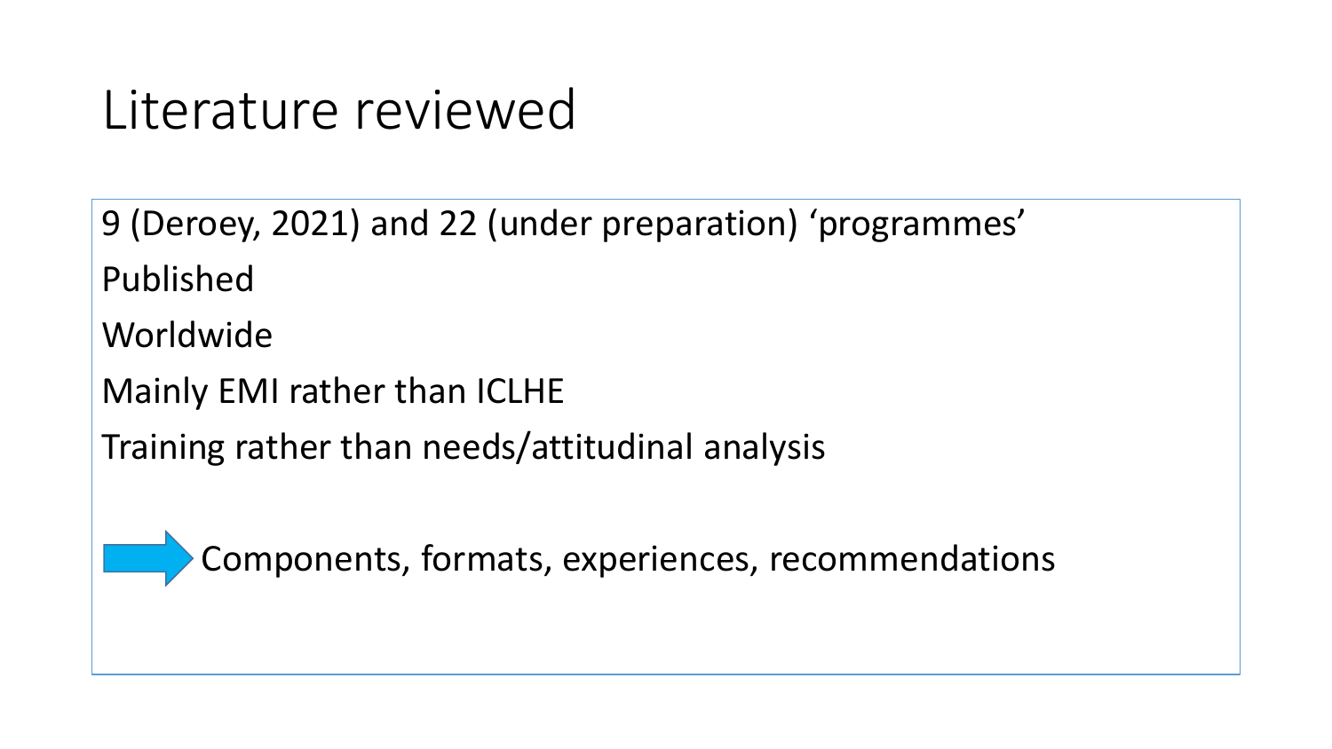# Literature reviewed

9 (Deroey, 2021) and 22 (under preparation) ‘programmes’

Published

Worldwide

Mainly EMI rather than ICLHE

Training rather than needs/attitudinal analysis

→ Components, formats, experiences, recommendations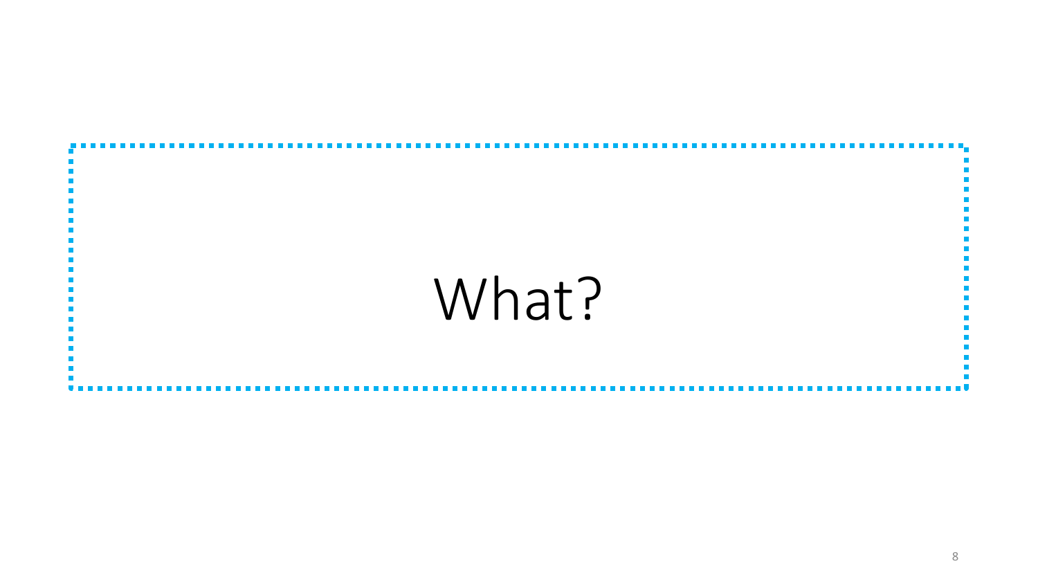# What?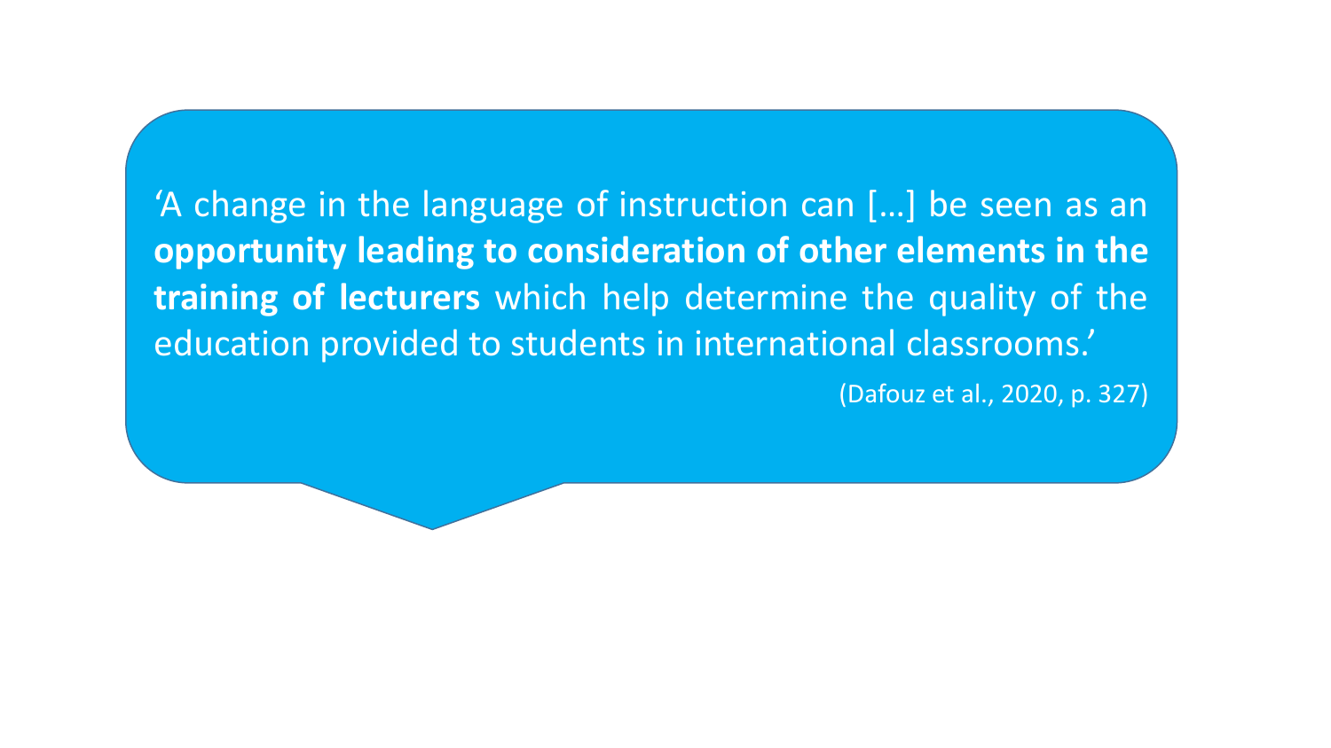'A change in the language of instruction can [...] be seen as an **opportunity leading to consideration of other elements in the training of lecturers** which help determine the quality of the education provided to students in international classrooms.'

(Dafouz et al., 2020, p. 327)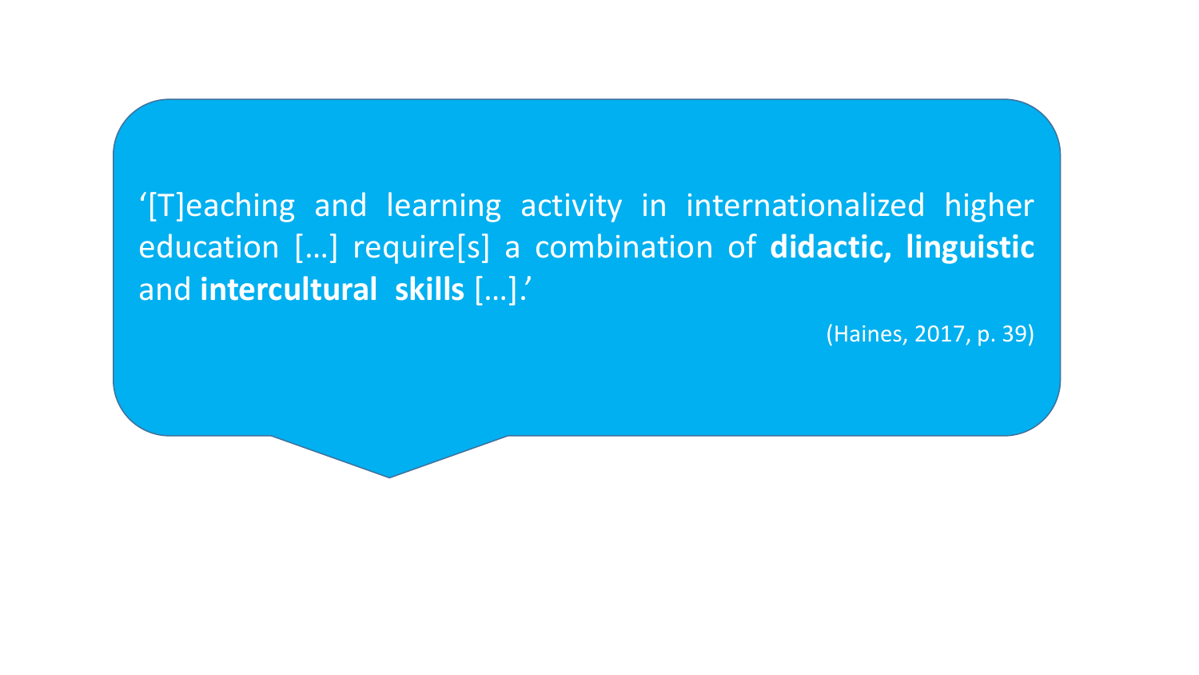'[T]eaching and learning activity in internationalized higher education […] require[s] a combination of **didactic, linguistic** and **intercultural skills** […].'

(Haines, 2017, p. 39)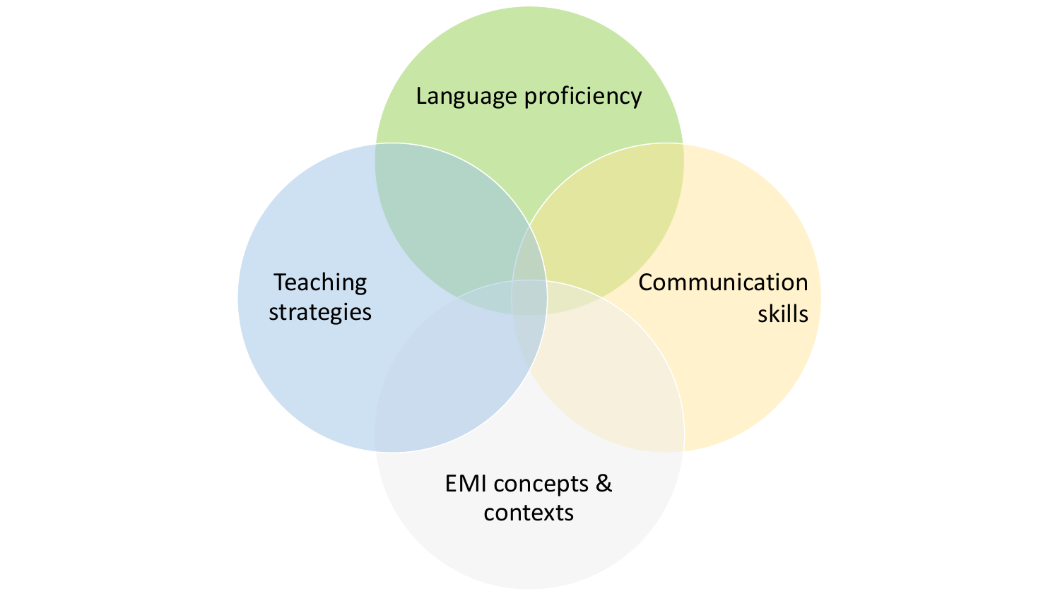Language proficiency

Teaching strategies

Communication skills

EMI concepts & contexts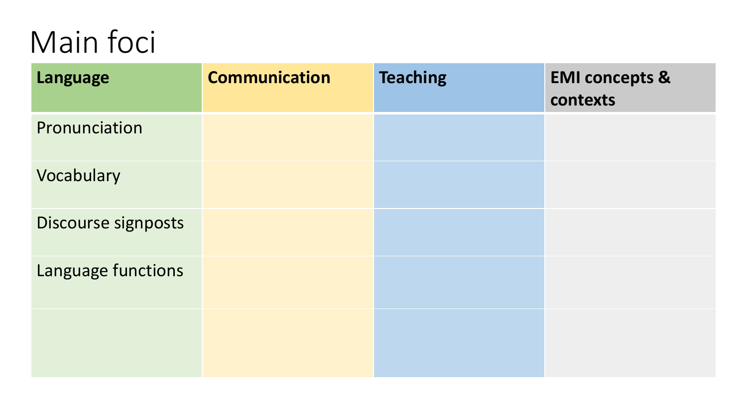# Main foci

| Language | Communication | Teaching | EMI concepts & contexts |
| --- | --- | --- | --- |
| Pronunciation | | | |
| Vocabulary | | | |
| Discourse signposts | | | |
| Language functions | | | |
| | | | |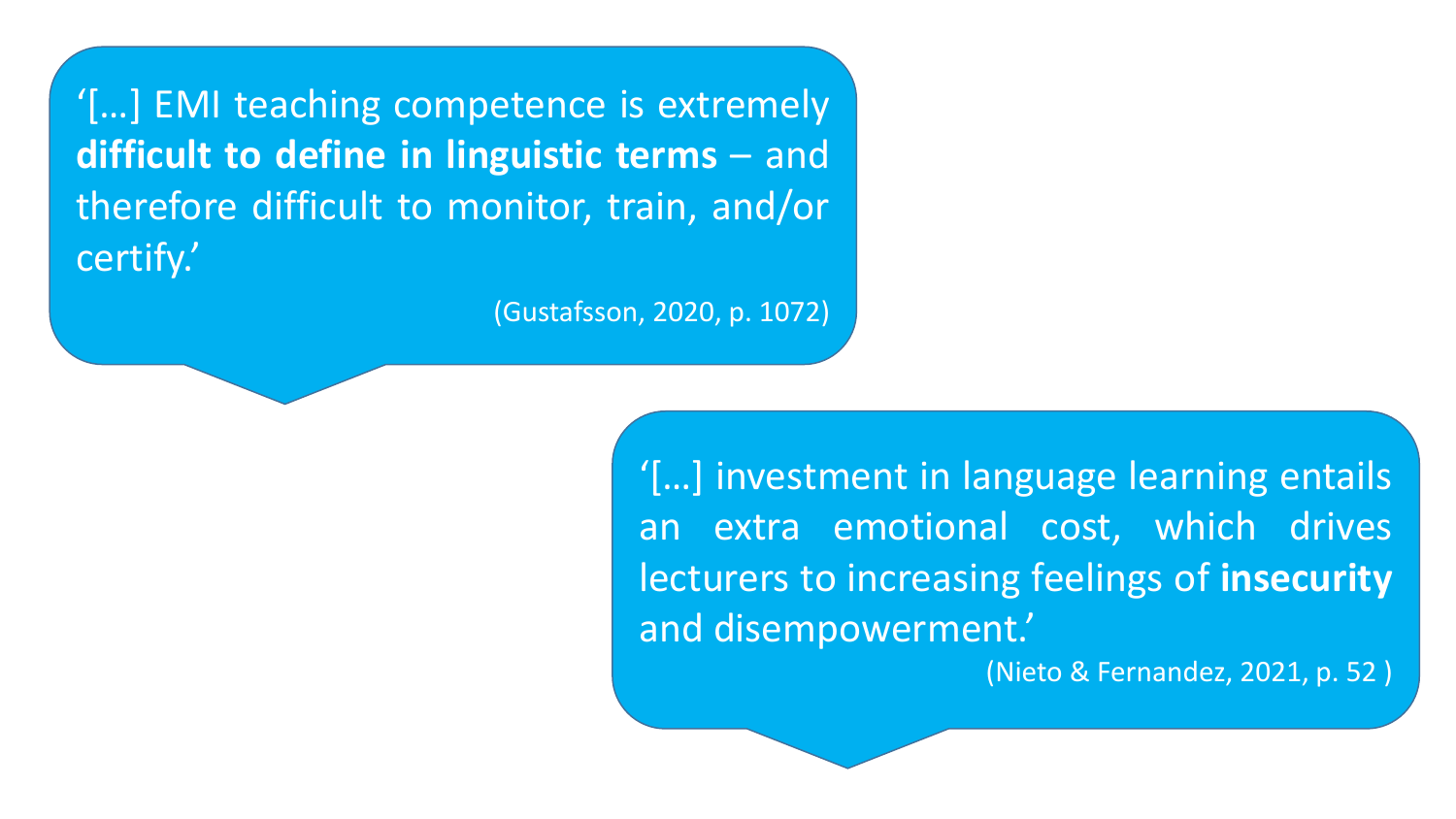'[…] EMI teaching competence is extremely **difficult to define in linguistic terms** – and therefore difficult to monitor, train, and/or certify.'

(Gustafsson, 2020, p. 1072)

'[…] investment in language learning entails an extra emotional cost, which drives lecturers to increasing feelings of **insecurity** and disempowerment.'

(Nieto & Fernandez, 2021, p. 52 )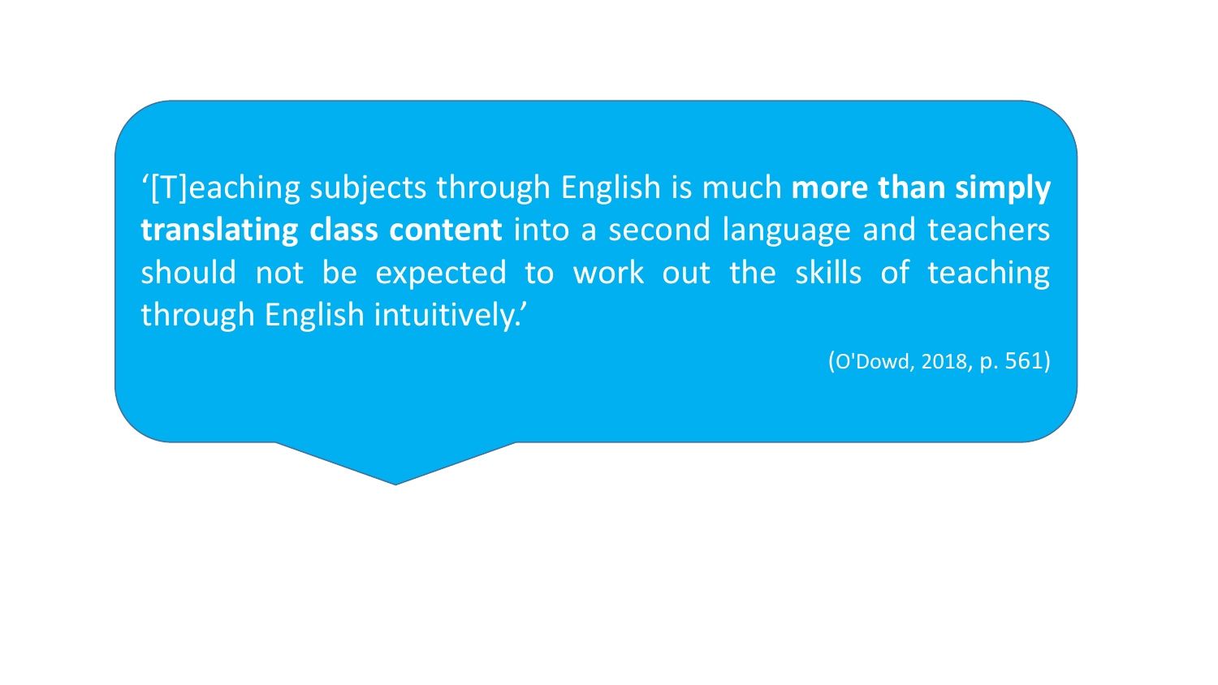'[T]eaching subjects through English is much **more than simply translating class content** into a second language and teachers should not be expected to work out the skills of teaching through English intuitively.'

(O'Dowd, 2018, p. 561)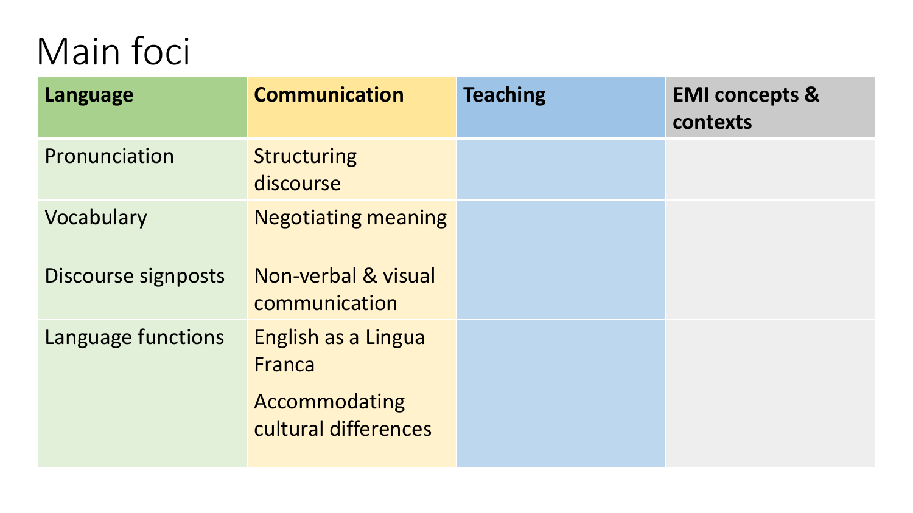# Main foci

| **Language** | **Communication** | **Teaching** | **EMI concepts & contexts** |
| --- | --- | --- | --- |
| Pronunciation | Structuring discourse | | |
| Vocabulary | Negotiating meaning | | |
| Discourse signposts | Non-verbal & visual communication | | |
| Language functions | English as a Lingua Franca | | |
| | Accommodating cultural differences | | |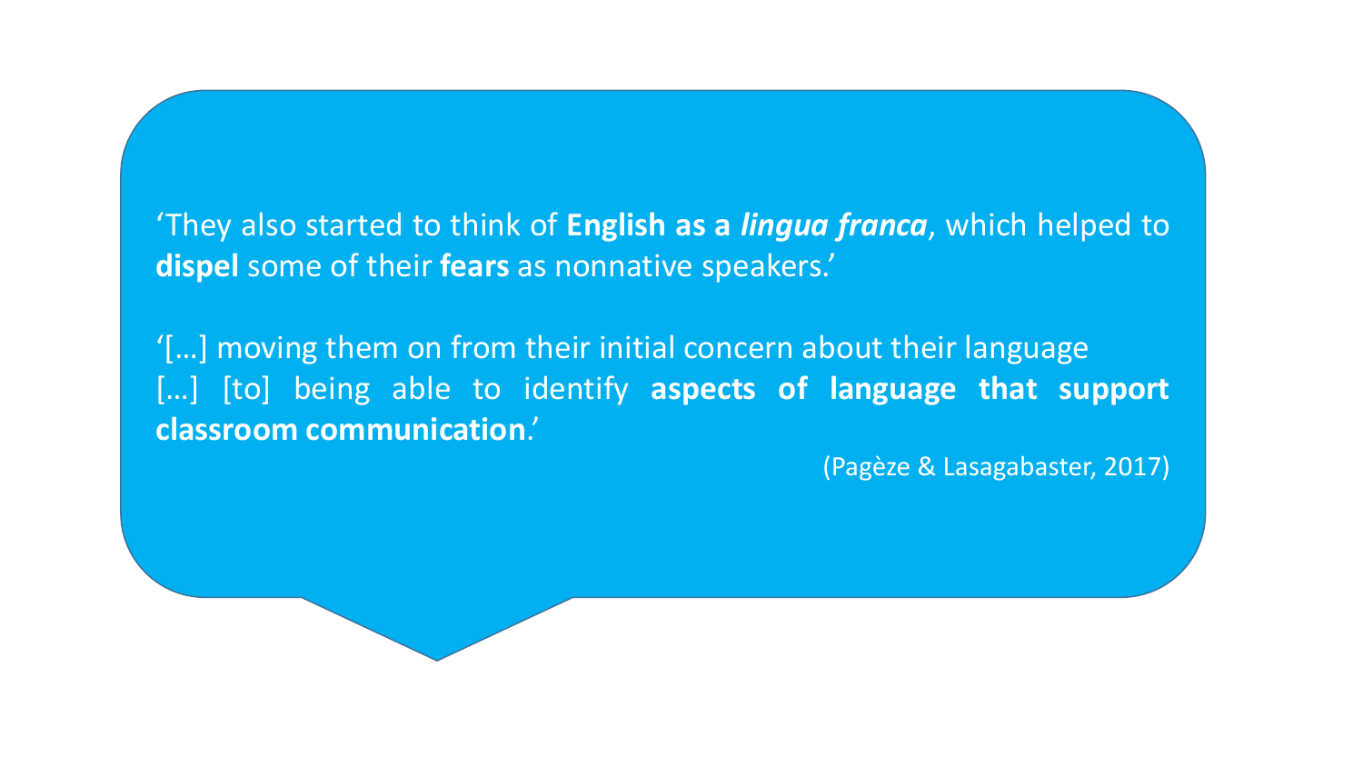‘They also started to think of **English as a *lingua franca***, which helped to **dispel** some of their **fears** as nonnative speakers.’

‘[…] moving them on from their initial concern about their language […] [to] being able to identify **aspects of language that support classroom communication**.’

(Pagèze & Lasagabaster, 2017)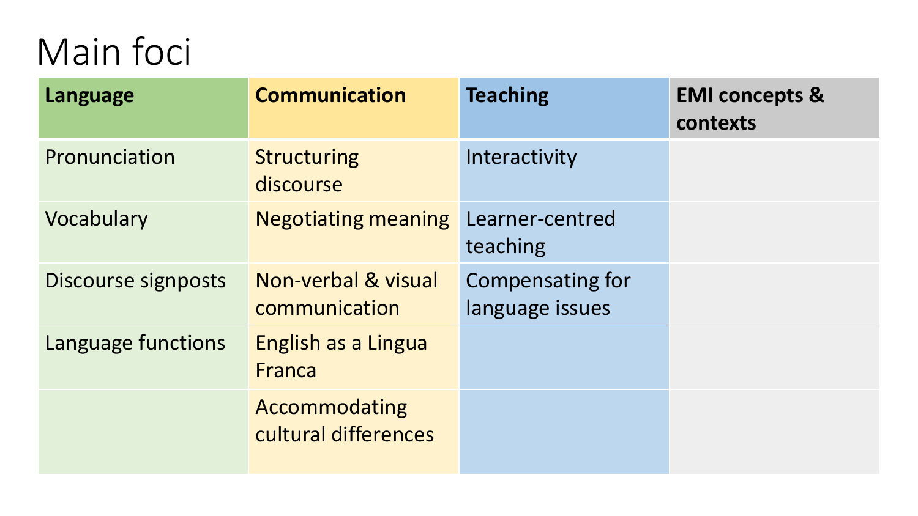# Main foci

| Language | Communication | Teaching | EMI concepts & contexts |
|---|---|---|---|
| Pronunciation | Structuring discourse | Interactivity | |
| Vocabulary | Negotiating meaning | Learner-centred teaching | |
| Discourse signposts | Non-verbal & visual communication | Compensating for language issues | |
| Language functions | English as a Lingua Franca | | |
| | Accommodating cultural differences | | |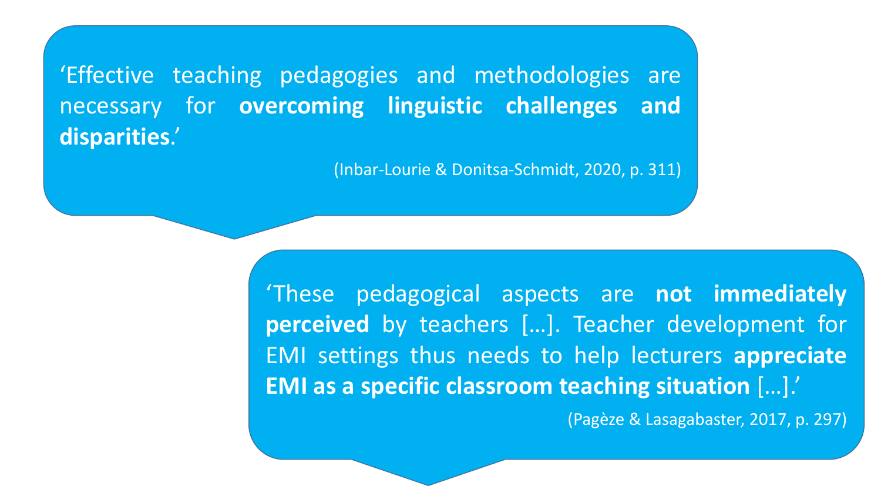‘Effective teaching pedagogies and methodologies are necessary for **overcoming linguistic challenges and disparities**.’

(Inbar-Lourie & Donitsa-Schmidt, 2020, p. 311)

‘These pedagogical aspects are **not immediately perceived** by teachers […]. Teacher development for EMI settings thus needs to help lecturers **appreciate EMI as a specific classroom teaching situation** […].’

(Pagèze & Lasagabaster, 2017, p. 297)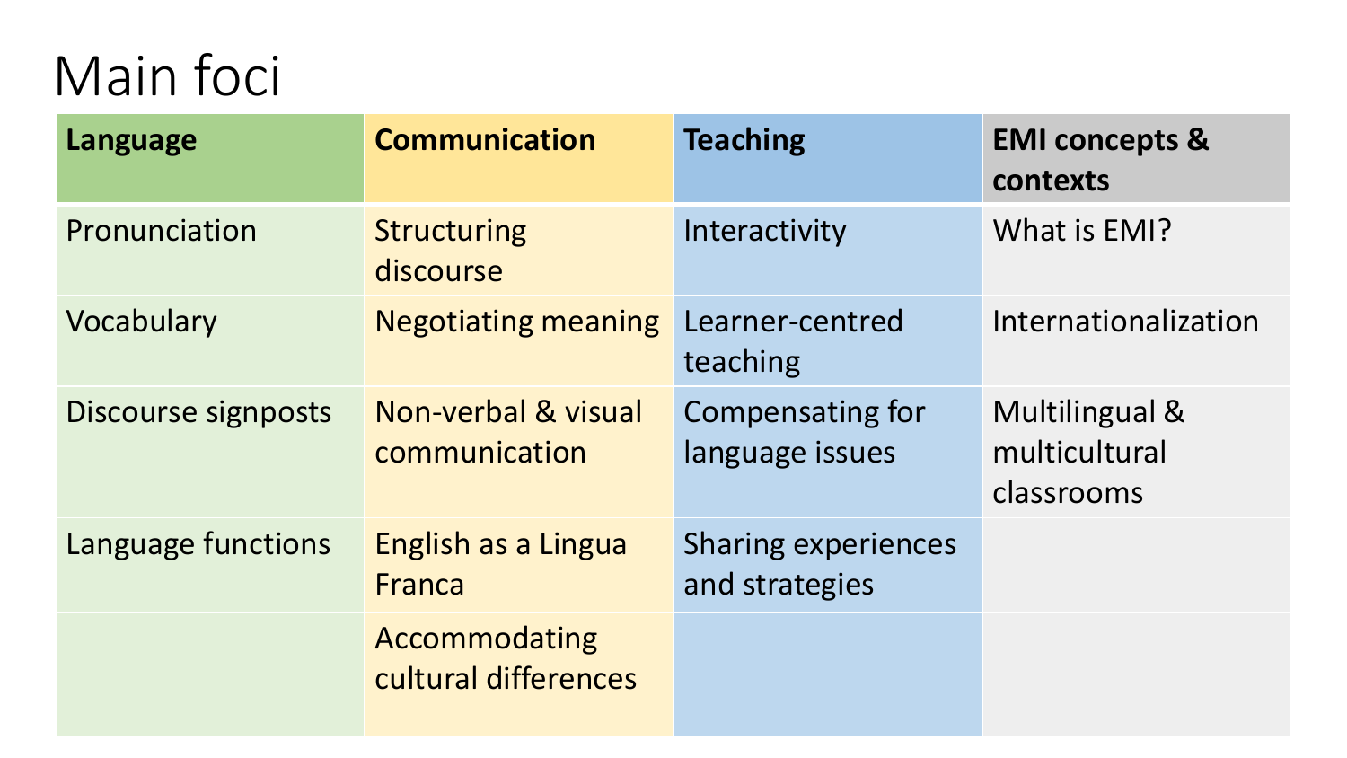# Main foci

| Language | Communication | Teaching | EMI concepts & contexts |
| --- | --- | --- | --- |
| Pronunciation | Structuring discourse | Interactivity | What is EMI? |
| Vocabulary | Negotiating meaning | Learner-centred teaching | Internationalization |
| Discourse signposts | Non-verbal & visual communication | Compensating for language issues | Multilingual & multicultural classrooms |
| Language functions | English as a Lingua Franca | Sharing experiences and strategies | |
| | Accommodating cultural differences | | |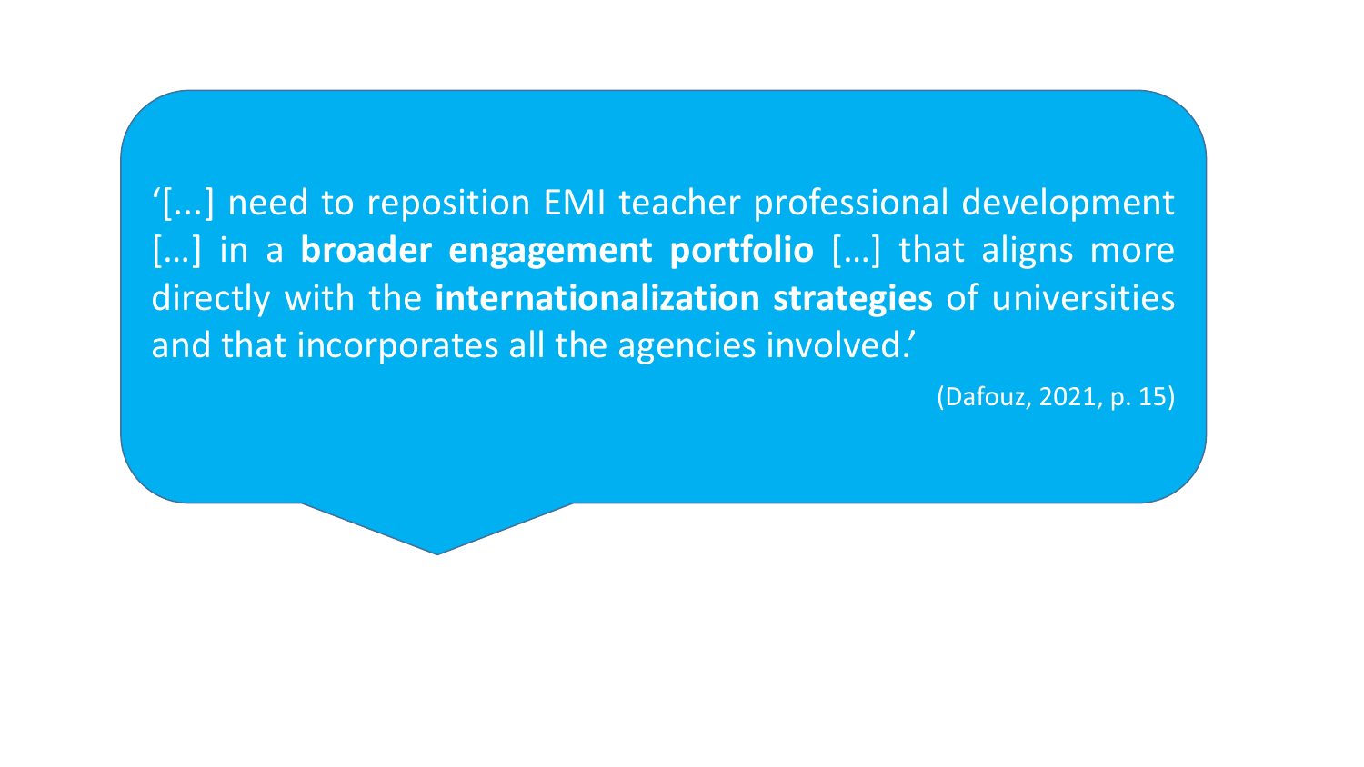'[...] need to reposition EMI teacher professional development [...] in a **broader engagement portfolio** [...] that aligns more directly with the **internationalization strategies** of universities and that incorporates all the agencies involved.'

(Dafouz, 2021, p. 15)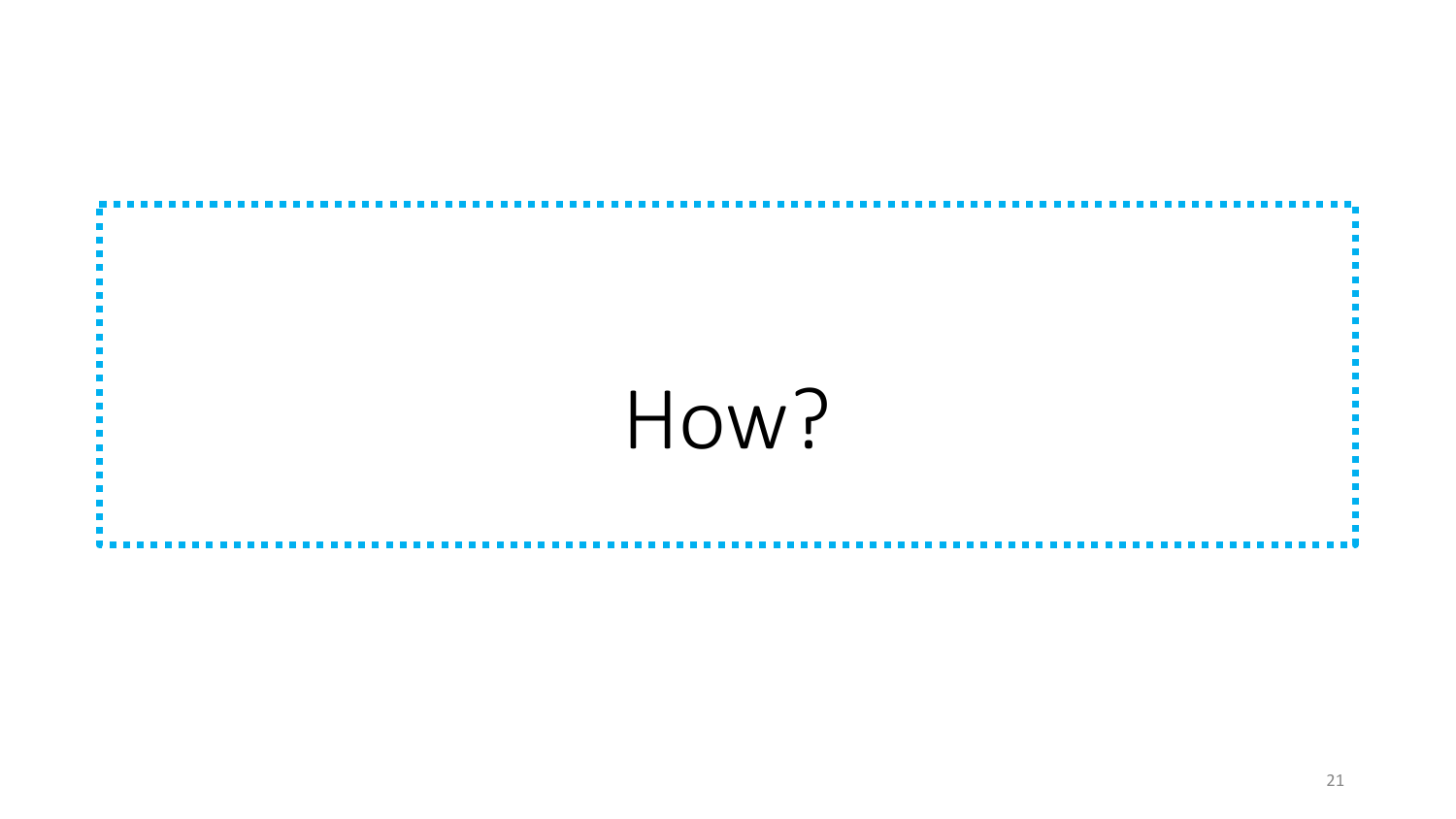How?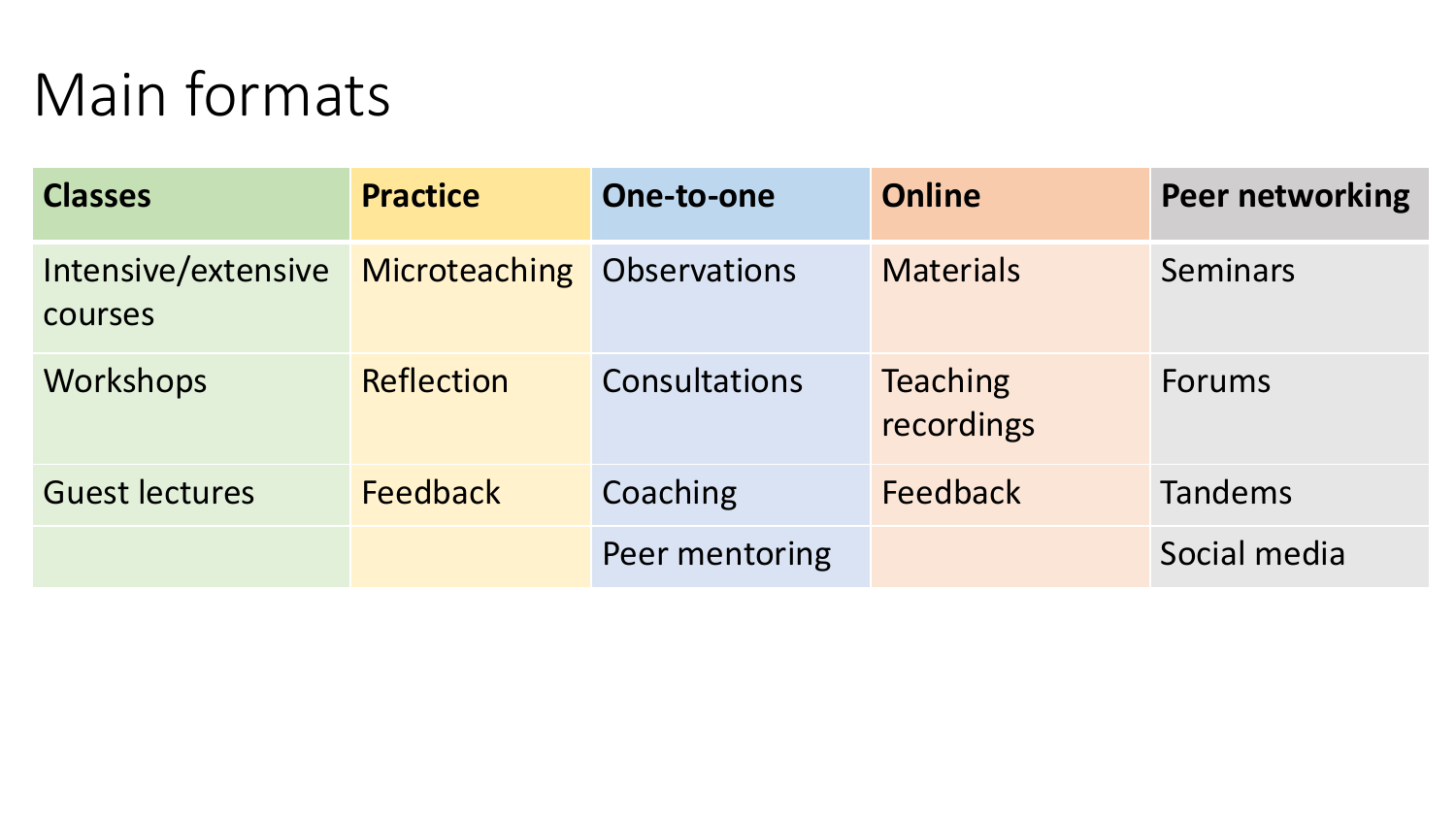# Main formats

| **Classes** | **Practice** | **One-to-one** | **Online** | **Peer networking** |
|---|---|---|---|---|
| Intensive/extensive courses | Microteaching | Observations | Materials | Seminars |
| Workshops | Reflection | Consultations | Teaching recordings | Forums |
| Guest lectures | Feedback | Coaching | Feedback | Tandems |
| | | Peer mentoring | | Social media |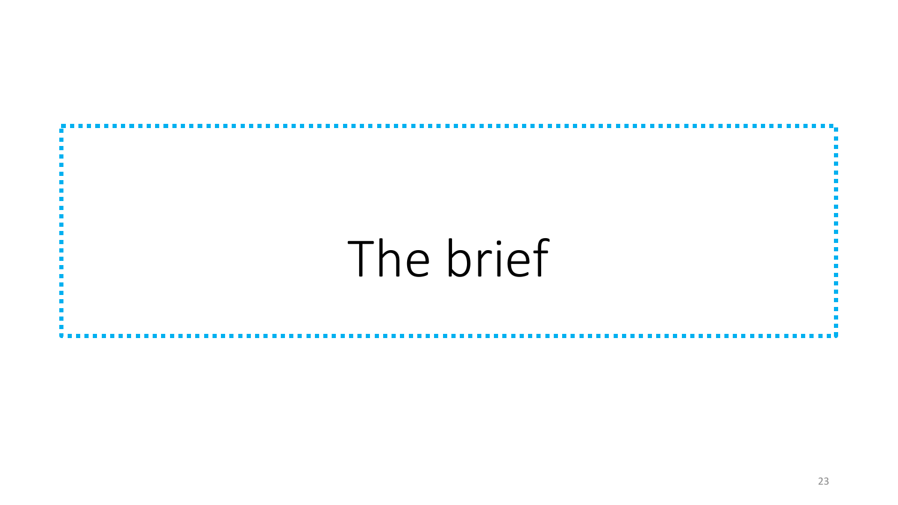# The brief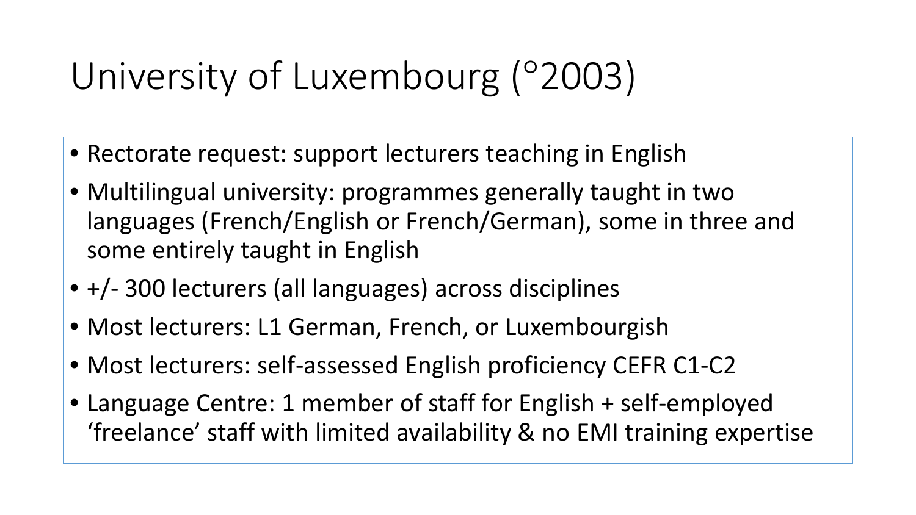# University of Luxembourg (°2003)

- Rectorate request: support lecturers teaching in English
- Multilingual university: programmes generally taught in two languages (French/English or French/German), some in three and some entirely taught in English
- +/- 300 lecturers (all languages) across disciplines
- Most lecturers: L1 German, French, or Luxembourgish
- Most lecturers: self-assessed English proficiency CEFR C1-C2
- Language Centre: 1 member of staff for English + self-employed 'freelance' staff with limited availability & no EMI training expertise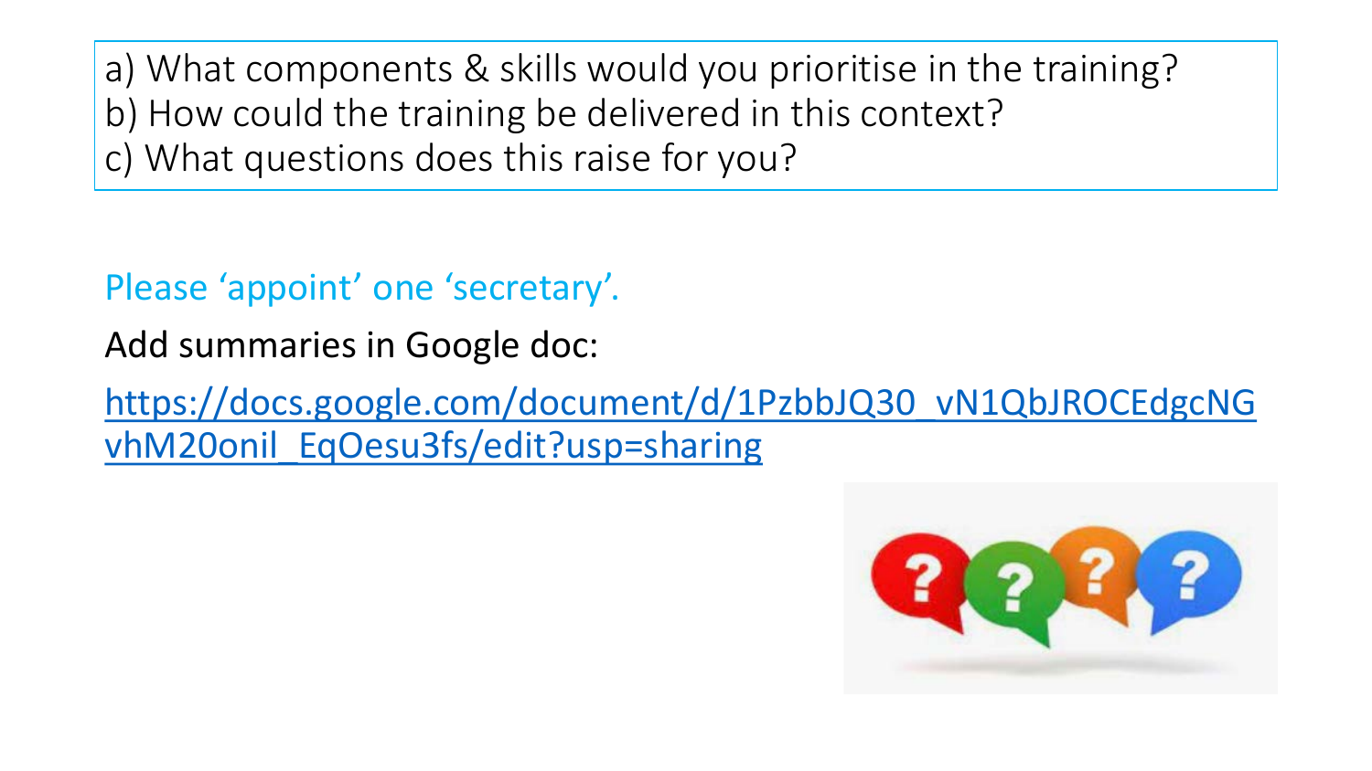a) What components & skills would you prioritise in the training?
b) How could the training be delivered in this context?
c) What questions does this raise for you?

Please ‘appoint’ one ‘secretary’.

Add summaries in Google doc:

https://docs.google.com/document/d/1PzbbJQ30_vN1QbJROCEdgcNGvhM20onil_EqOesu3fs/edit?usp=sharing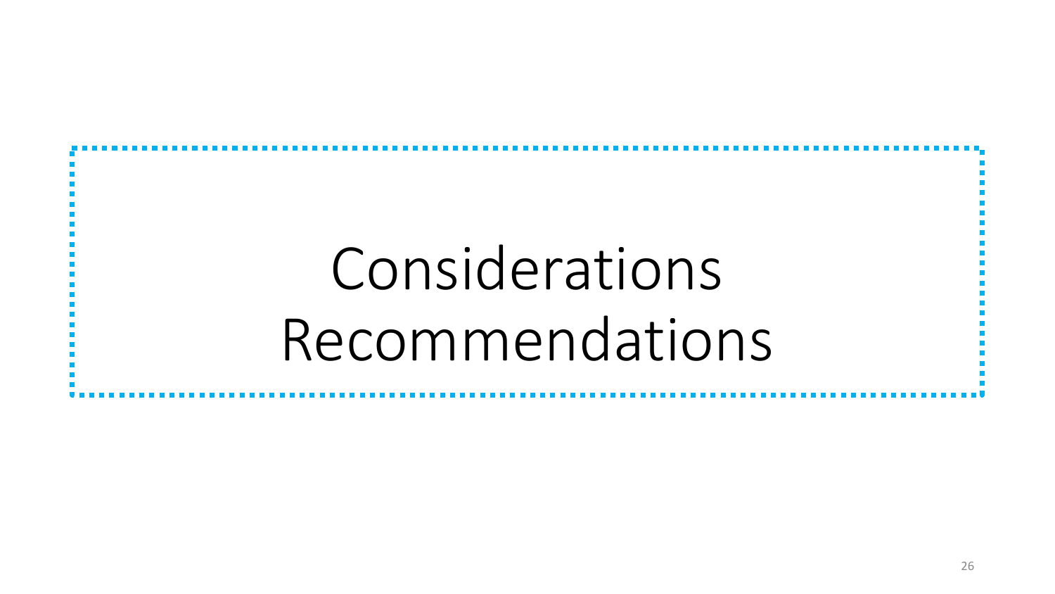# Considerations
# Recommendations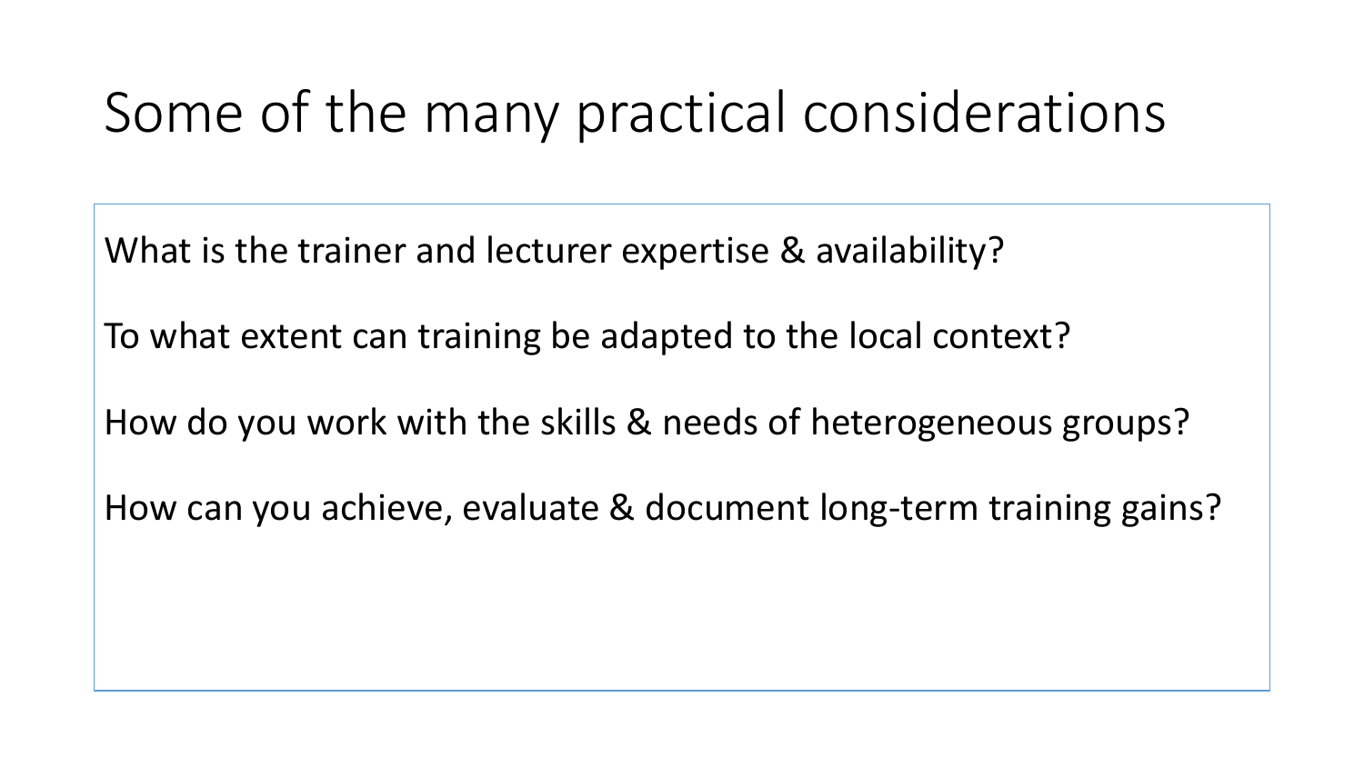# Some of the many practical considerations

What is the trainer and lecturer expertise & availability?

To what extent can training be adapted to the local context?

How do you work with the skills & needs of heterogeneous groups?

How can you achieve, evaluate & document long-term training gains?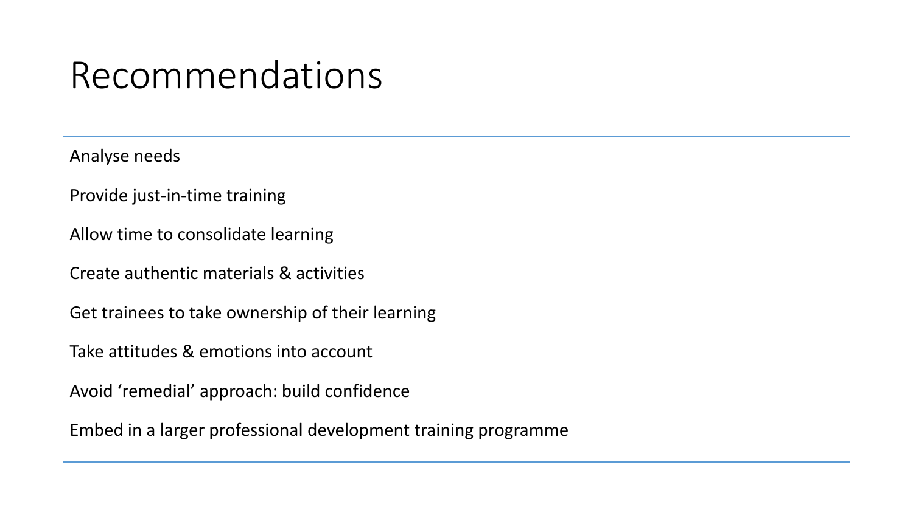# Recommendations

Analyse needs

Provide just-in-time training

Allow time to consolidate learning

Create authentic materials & activities

Get trainees to take ownership of their learning

Take attitudes & emotions into account

Avoid ‘remedial’ approach: build confidence

Embed in a larger professional development training programme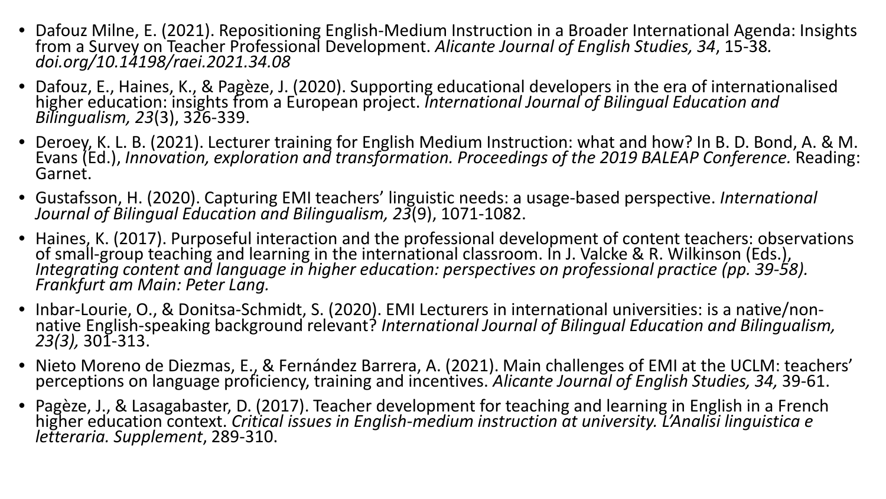- Dafouz Milne, E. (2021). Repositioning English-Medium Instruction in a Broader International Agenda: Insights from a Survey on Teacher Professional Development. *Alicante Journal of English Studies, 34*, 15-38. *doi.org/10.14198/raei.2021.34.08*
- Dafouz, E., Haines, K., & Pagèze, J. (2020). Supporting educational developers in the era of internationalised higher education: insights from a European project. *International Journal of Bilingual Education and Bilingualism, 23*(3), 326-339.
- Deroey, K. L. B. (2021). Lecturer training for English Medium Instruction: what and how? In B. D. Bond, A. & M. Evans (Ed.), *Innovation, exploration and transformation. Proceedings of the 2019 BALEAP Conference.* Reading: Garnet.
- Gustafsson, H. (2020). Capturing EMI teachers' linguistic needs: a usage-based perspective. *International Journal of Bilingual Education and Bilingualism, 23*(9), 1071-1082.
- Haines, K. (2017). Purposeful interaction and the professional development of content teachers: observations of small-group teaching and learning in the international classroom. In J. Valcke & R. Wilkinson (Eds.), *Integrating content and language in higher education: perspectives on professional practice (pp. 39-58). Frankfurt am Main: Peter Lang.*
- Inbar-Lourie, O., & Donitsa-Schmidt, S. (2020). EMI Lecturers in international universities: is a native/non-native English-speaking background relevant? *International Journal of Bilingual Education and Bilingualism, 23(3),* 301-313.
- Nieto Moreno de Diezmas, E., & Fernández Barrera, A. (2021). Main challenges of EMI at the UCLM: teachers' perceptions on language proficiency, training and incentives. *Alicante Journal of English Studies, 34,* 39-61.
- Pagèze, J., & Lasagabaster, D. (2017). Teacher development for teaching and learning in English in a French higher education context. *Critical issues in English-medium instruction at university. L'Analisi linguistica e letteraria. Supplement*, 289-310.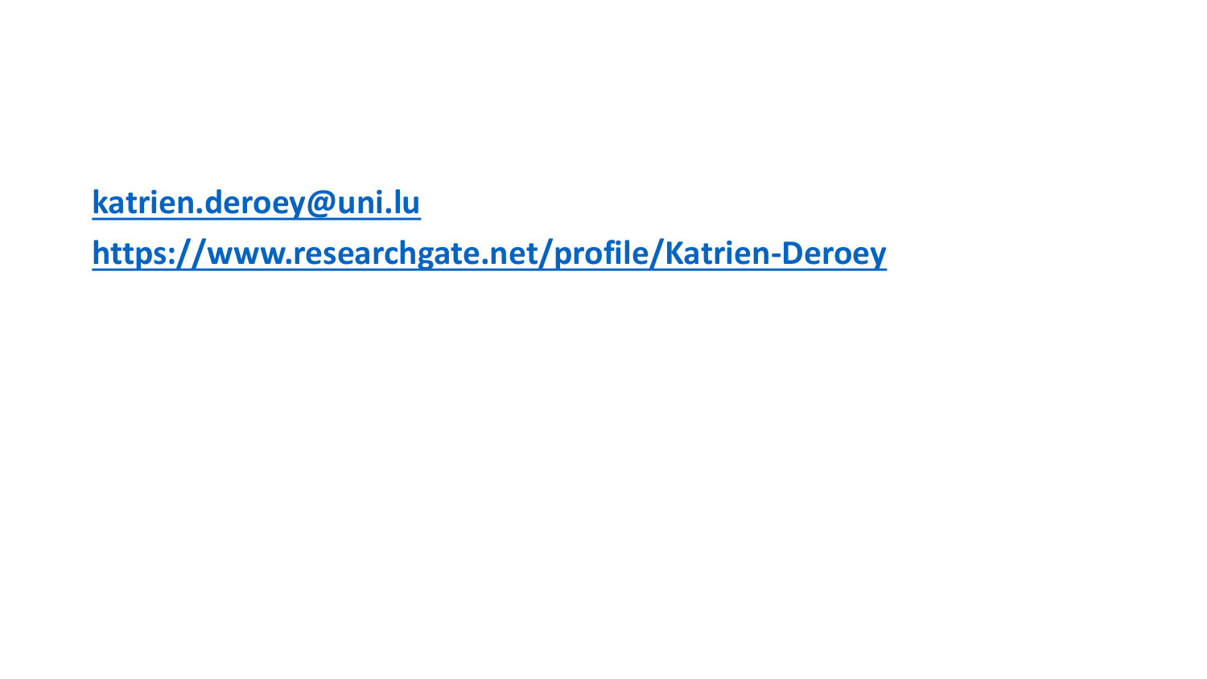katrien.deroey@uni.lu

https://www.researchgate.net/profile/Katrien-Deroey